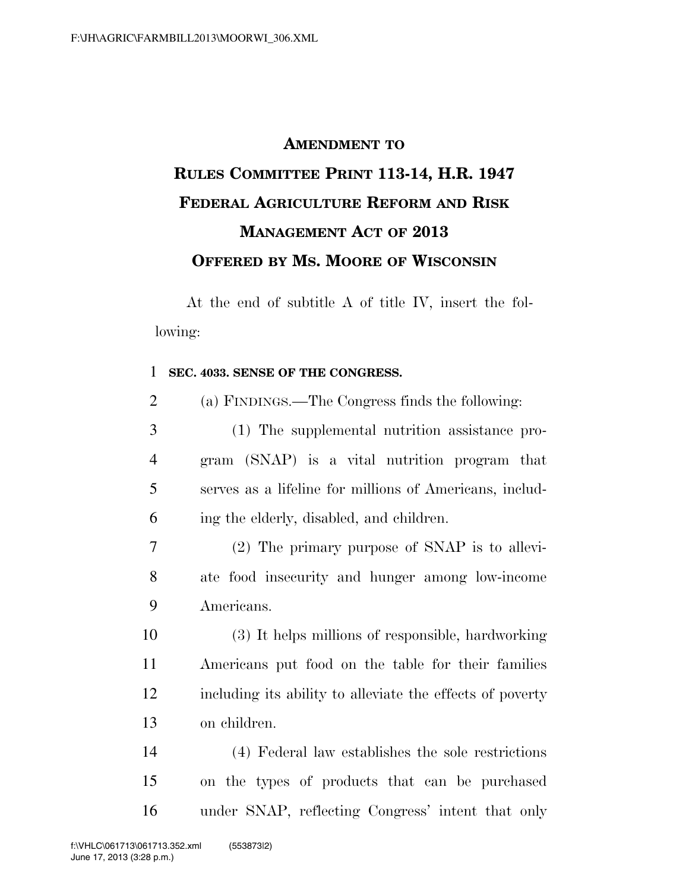# AMENDMENT TO RULES COMMITTEE PRINT 113-14, H.R. 1947 FEDERAL AGRICULTURE REFORM AND RISK MANAGEMENT ACT OF 2013

## OFFERED BY MS. MOORE OF WISCONSIN

At the end of subtitle A of title IV, insert the following:

**SEC. 4033. SENSE OF THE CONGRESS.**

(a) FINDINGS.—The Congress finds the following:

(1) The supplemental nutrition assistance program (SNAP) is a vital nutrition program that serves as a lifeline for millions of Americans, including the elderly, disabled, and children.

(2) The primary purpose of SNAP is to alleviate food insecurity and hunger among low-income Americans.

(3) It helps millions of responsible, hardworking Americans put food on the table for their families including its ability to alleviate the effects of poverty on children.

(4) Federal law establishes the sole restrictions on the types of products that can be purchased under SNAP, reflecting Congress' intent that only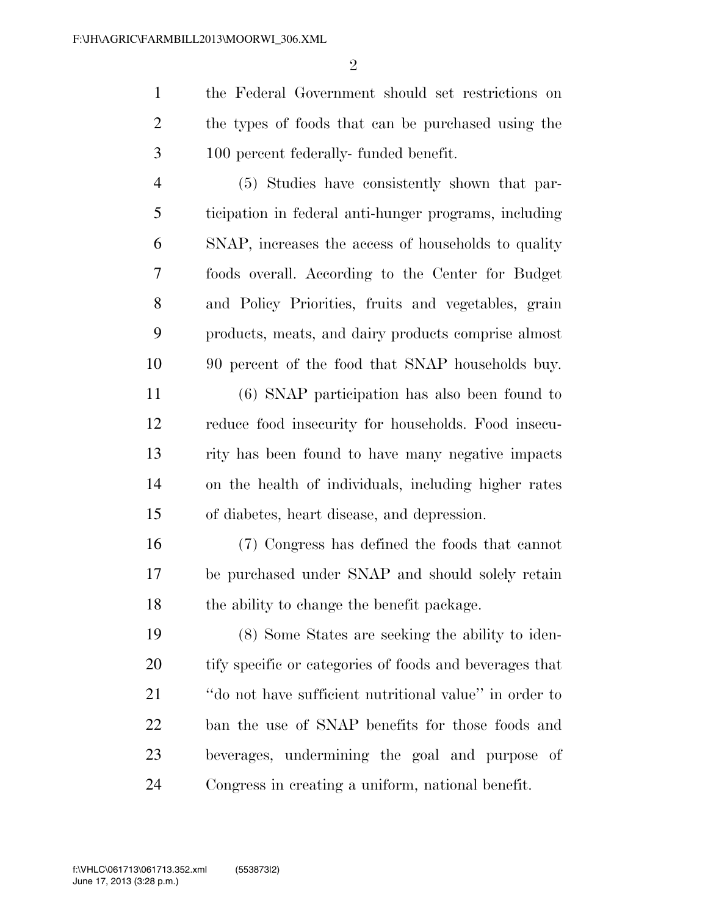the Federal Government should set restrictions on the types of foods that can be purchased using the 100 percent federally- funded benefit.

(5) Studies have consistently shown that participation in federal anti-hunger programs, including SNAP, increases the access of households to quality foods overall. According to the Center for Budget and Policy Priorities, fruits and vegetables, grain products, meats, and dairy products comprise almost 90 percent of the food that SNAP households buy.

(6) SNAP participation has also been found to reduce food insecurity for households. Food insecurity has been found to have many negative impacts on the health of individuals, including higher rates of diabetes, heart disease, and depression.

(7) Congress has defined the foods that cannot be purchased under SNAP and should solely retain the ability to change the benefit package.

(8) Some States are seeking the ability to identify specific or categories of foods and beverages that ''do not have sufficient nutritional value'' in order to ban the use of SNAP benefits for those foods and beverages, undermining the goal and purpose of Congress in creating a uniform, national benefit.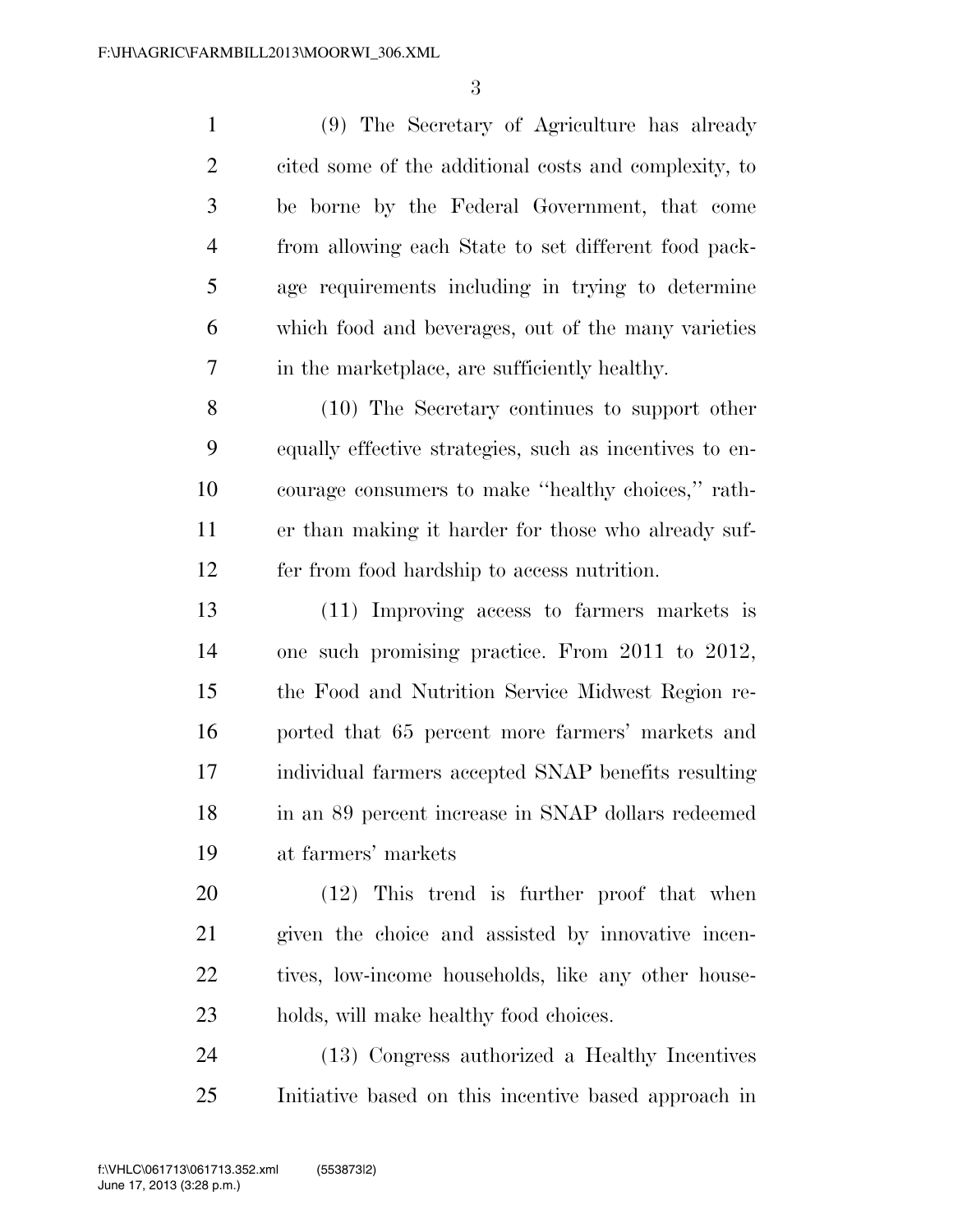(9) The Secretary of Agriculture has already cited some of the additional costs and complexity, to be borne by the Federal Government, that come from allowing each State to set different food package requirements including in trying to determine which food and beverages, out of the many varieties in the marketplace, are sufficiently healthy.

(10) The Secretary continues to support other equally effective strategies, such as incentives to encourage consumers to make ''healthy choices,'' rather than making it harder for those who already suffer from food hardship to access nutrition.

(11) Improving access to farmers markets is one such promising practice. From 2011 to 2012, the Food and Nutrition Service Midwest Region reported that 65 percent more farmers' markets and individual farmers accepted SNAP benefits resulting in an 89 percent increase in SNAP dollars redeemed at farmers' markets

(12) This trend is further proof that when given the choice and assisted by innovative incentives, low-income households, like any other households, will make healthy food choices.

(13) Congress authorized a Healthy Incentives Initiative based on this incentive based approach in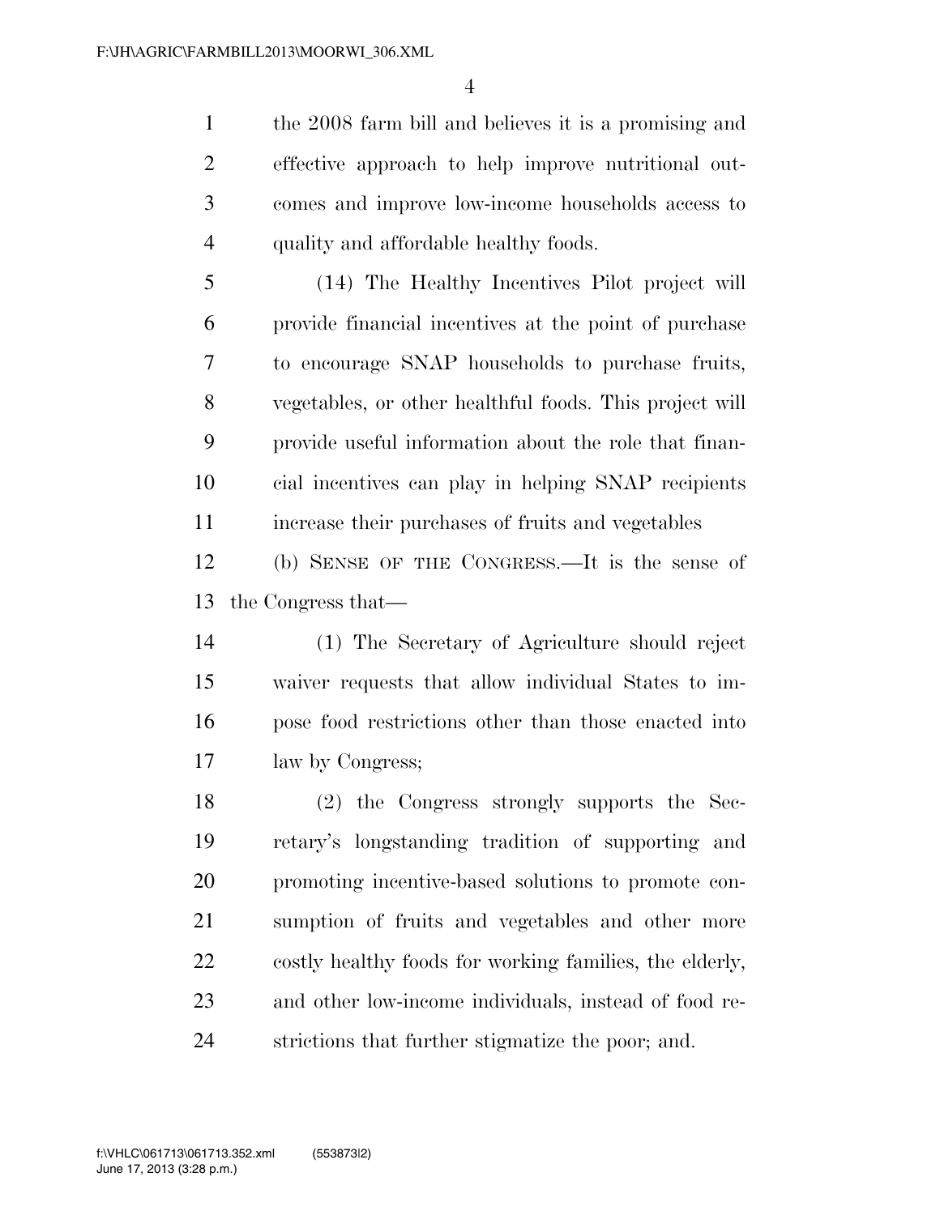the 2008 farm bill and believes it is a promising and effective approach to help improve nutritional outcomes and improve low-income households access to quality and affordable healthy foods.

(14) The Healthy Incentives Pilot project will provide financial incentives at the point of purchase to encourage SNAP households to purchase fruits, vegetables, or other healthful foods. This project will provide useful information about the role that financial incentives can play in helping SNAP recipients increase their purchases of fruits and vegetables

(b) SENSE OF THE CONGRESS.—It is the sense of the Congress that—

(1) The Secretary of Agriculture should reject waiver requests that allow individual States to impose food restrictions other than those enacted into law by Congress;

(2) the Congress strongly supports the Secretary's longstanding tradition of supporting and promoting incentive-based solutions to promote consumption of fruits and vegetables and other more costly healthy foods for working families, the elderly, and other low-income individuals, instead of food restrictions that further stigmatize the poor; and.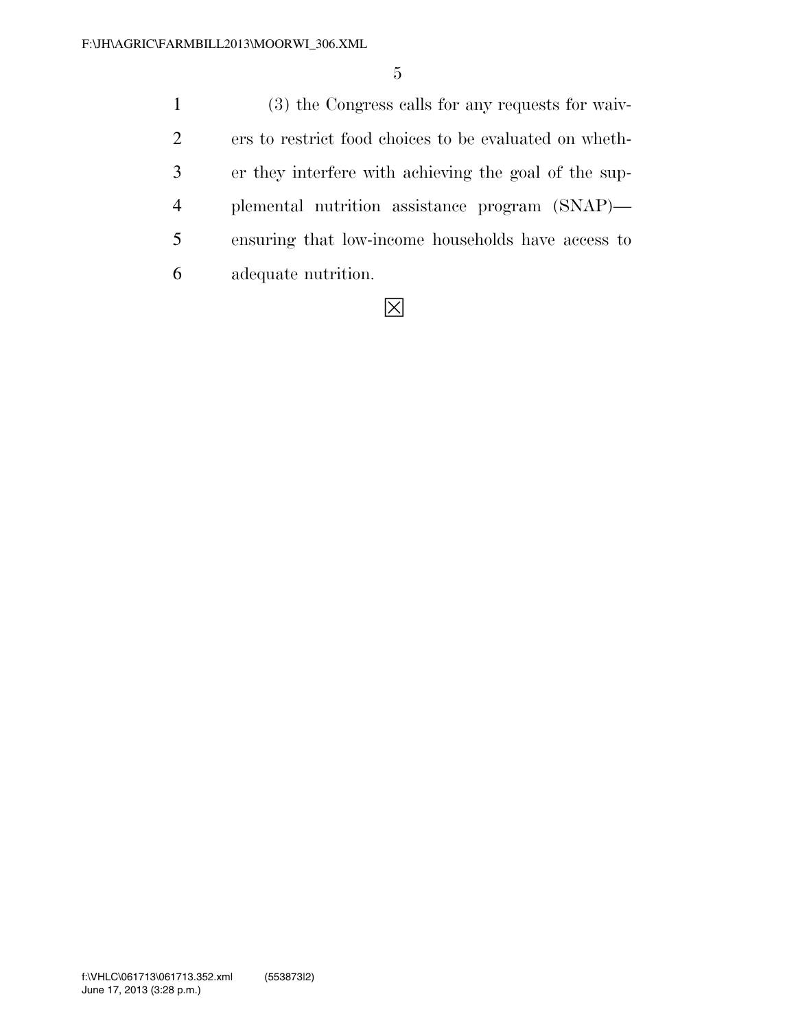(3) the Congress calls for any requests for waivers to restrict food choices to be evaluated on whether they interfere with achieving the goal of the supplemental nutrition assistance program (SNAP)—ensuring that low-income households have access to adequate nutrition.